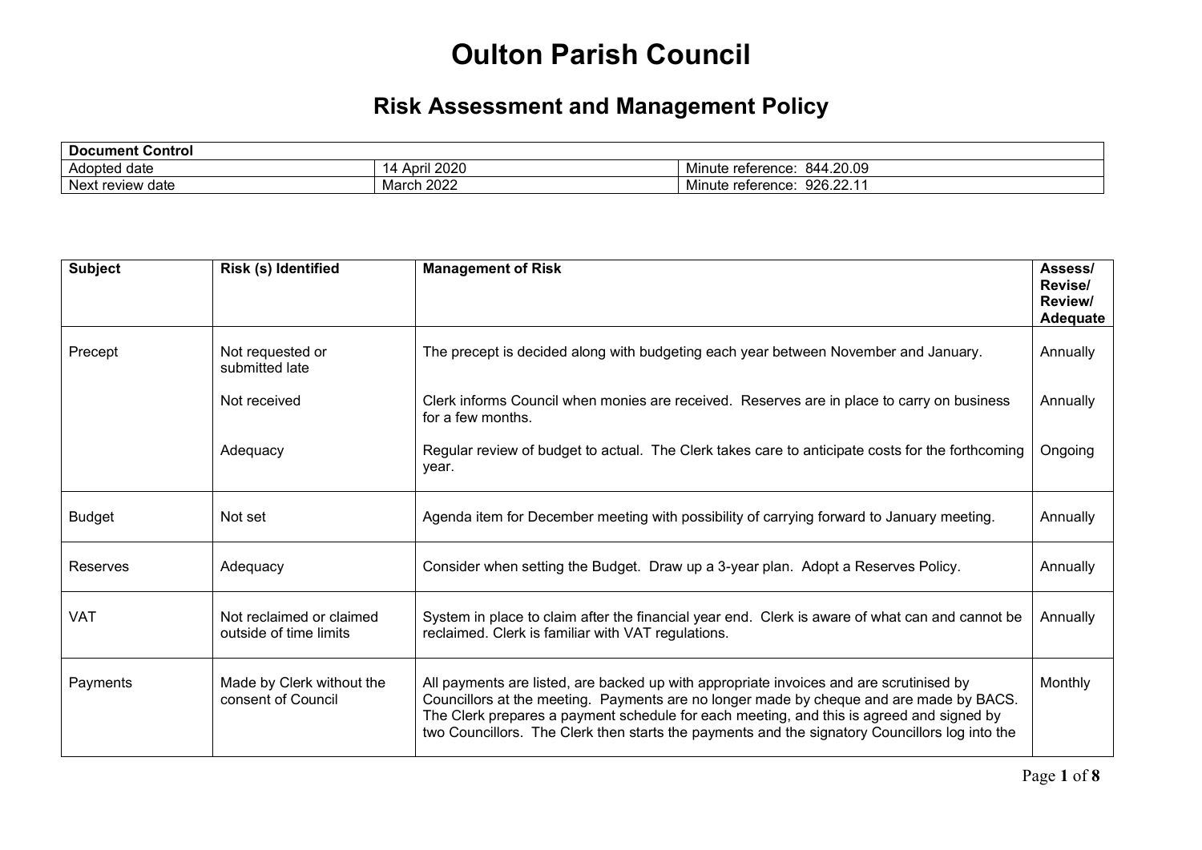# Oulton Parish Council

## Risk Assessment and Management Policy

| Document Control | | |
|---|---|---|
| Adopted date | 14 April 2020 | Minute reference: 844.20.09 |
| Next review date | March 2022 | Minute reference: 926.22.11 |

| Subject | Risk (s) Identified | Management of Risk | Assess/ Revise/ Review/ Adequate |
|---|---|---|---|
| Precept | Not requested or submitted late | The precept is decided along with budgeting each year between November and January. | Annually |
| | Not received | Clerk informs Council when monies are received. Reserves are in place to carry on business for a few months. | Annually |
| | Adequacy | Regular review of budget to actual. The Clerk takes care to anticipate costs for the forthcoming year. | Ongoing |
| Budget | Not set | Agenda item for December meeting with possibility of carrying forward to January meeting. | Annually |
| Reserves | Adequacy | Consider when setting the Budget. Draw up a 3-year plan. Adopt a Reserves Policy. | Annually |
| VAT | Not reclaimed or claimed outside of time limits | System in place to claim after the financial year end. Clerk is aware of what can and cannot be reclaimed. Clerk is familiar with VAT regulations. | Annually |
| Payments | Made by Clerk without the consent of Council | All payments are listed, are backed up with appropriate invoices and are scrutinised by Councillors at the meeting. Payments are no longer made by cheque and are made by BACS. The Clerk prepares a payment schedule for each meeting, and this is agreed and signed by two Councillors. The Clerk then starts the payments and the signatory Councillors log into the | Monthly |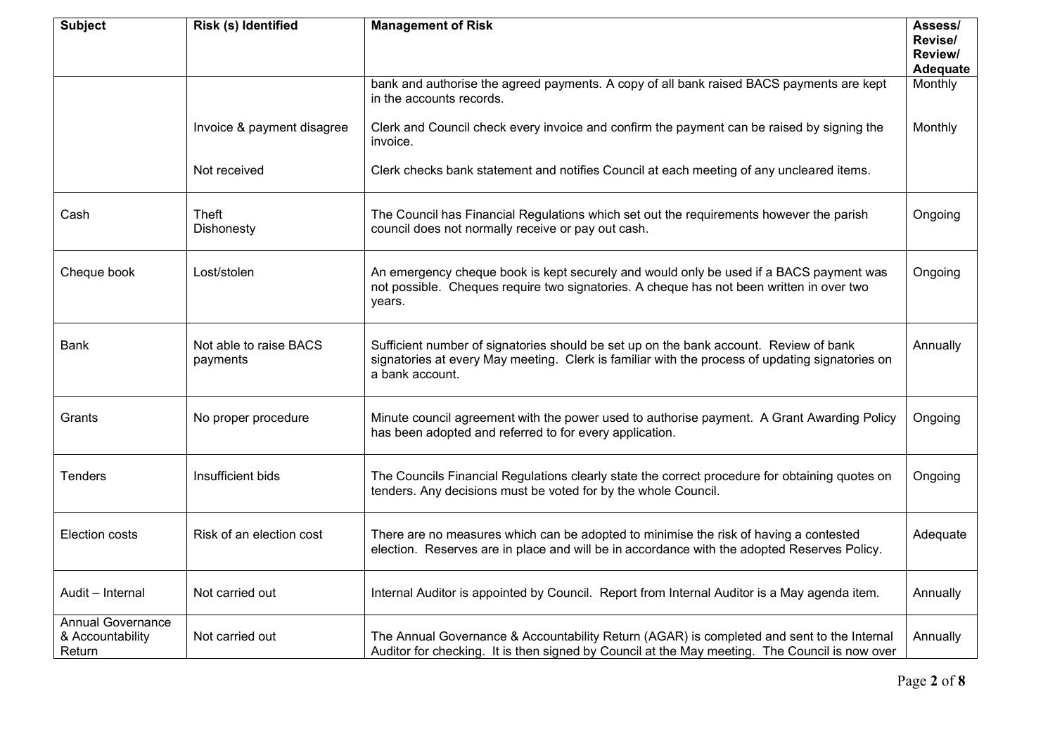| Subject | Risk (s) Identified | Management of Risk | Assess/ Revise/ Review/ Adequate |
|---|---|---|---|
| | | bank and authorise the agreed payments. A copy of all bank raised BACS payments are kept in the accounts records. | Monthly |
| | Invoice & payment disagree | Clerk and Council check every invoice and confirm the payment can be raised by signing the invoice. | Monthly |
| | Not received | Clerk checks bank statement and notifies Council at each meeting of any uncleared items. | |
| Cash | Theft<br>Dishonesty | The Council has Financial Regulations which set out the requirements however the parish council does not normally receive or pay out cash. | Ongoing |
| Cheque book | Lost/stolen | An emergency cheque book is kept securely and would only be used if a BACS payment was not possible. Cheques require two signatories. A cheque has not been written in over two years. | Ongoing |
| Bank | Not able to raise BACS payments | Sufficient number of signatories should be set up on the bank account. Review of bank signatories at every May meeting. Clerk is familiar with the process of updating signatories on a bank account. | Annually |
| Grants | No proper procedure | Minute council agreement with the power used to authorise payment. A Grant Awarding Policy has been adopted and referred to for every application. | Ongoing |
| Tenders | Insufficient bids | The Councils Financial Regulations clearly state the correct procedure for obtaining quotes on tenders. Any decisions must be voted for by the whole Council. | Ongoing |
| Election costs | Risk of an election cost | There are no measures which can be adopted to minimise the risk of having a contested election. Reserves are in place and will be in accordance with the adopted Reserves Policy. | Adequate |
| Audit – Internal | Not carried out | Internal Auditor is appointed by Council. Report from Internal Auditor is a May agenda item. | Annually |
| Annual Governance & Accountability Return | Not carried out | The Annual Governance & Accountability Return (AGAR) is completed and sent to the Internal Auditor for checking. It is then signed by Council at the May meeting. The Council is now over | Annually |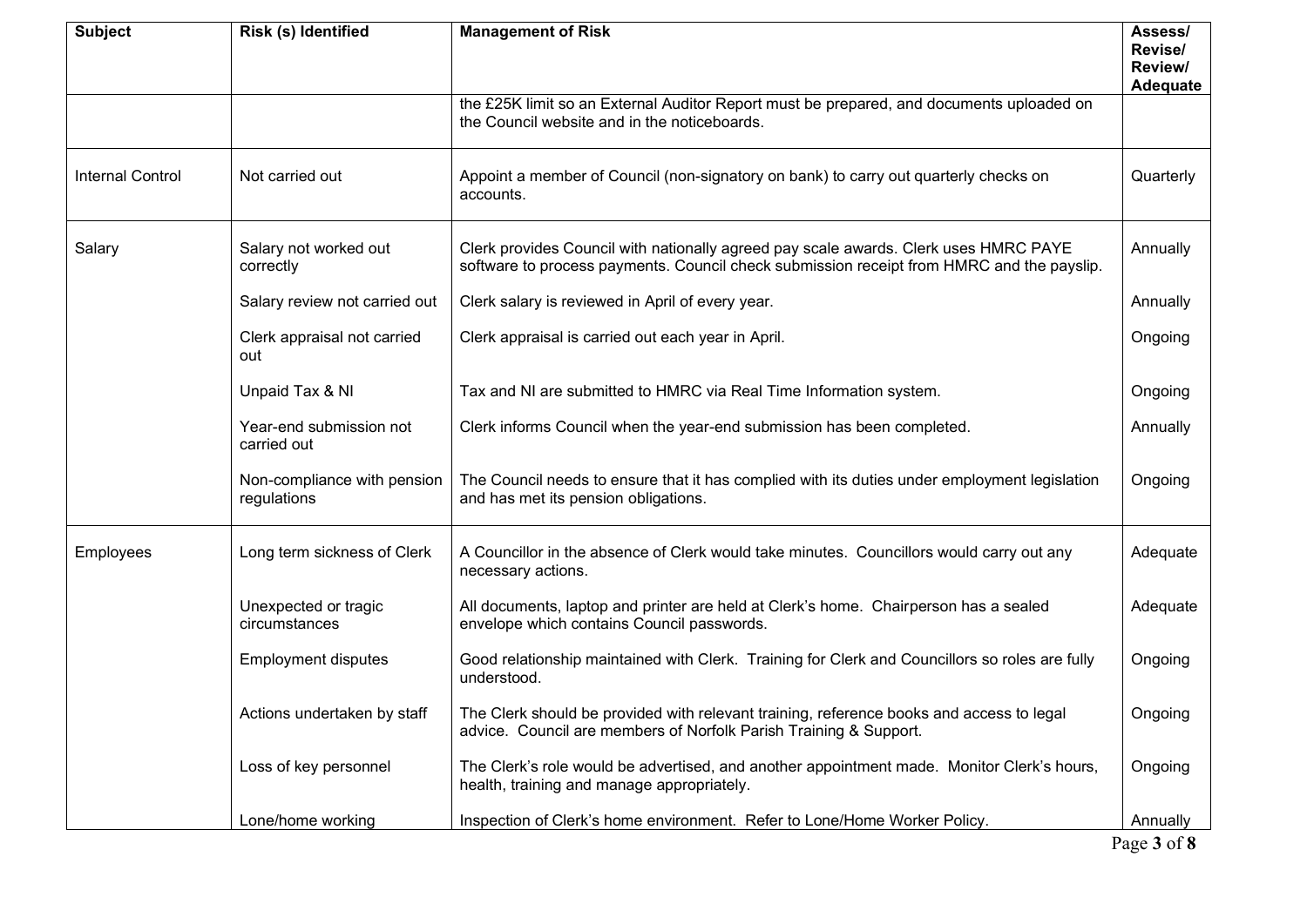| Subject | Risk (s) Identified | Management of Risk | Assess/ Revise/ Review/ Adequate |
|---|---|---|---|
| | | the £25K limit so an External Auditor Report must be prepared, and documents uploaded on the Council website and in the noticeboards. | |
| Internal Control | Not carried out | Appoint a member of Council (non-signatory on bank) to carry out quarterly checks on accounts. | Quarterly |
| Salary | Salary not worked out correctly | Clerk provides Council with nationally agreed pay scale awards. Clerk uses HMRC PAYE software to process payments. Council check submission receipt from HMRC and the payslip. | Annually |
| | Salary review not carried out | Clerk salary is reviewed in April of every year. | Annually |
| | Clerk appraisal not carried out | Clerk appraisal is carried out each year in April. | Ongoing |
| | Unpaid Tax & NI | Tax and NI are submitted to HMRC via Real Time Information system. | Ongoing |
| | Year-end submission not carried out | Clerk informs Council when the year-end submission has been completed. | Annually |
| | Non-compliance with pension regulations | The Council needs to ensure that it has complied with its duties under employment legislation and has met its pension obligations. | Ongoing |
| Employees | Long term sickness of Clerk | A Councillor in the absence of Clerk would take minutes. Councillors would carry out any necessary actions. | Adequate |
| | Unexpected or tragic circumstances | All documents, laptop and printer are held at Clerk's home. Chairperson has a sealed envelope which contains Council passwords. | Adequate |
| | Employment disputes | Good relationship maintained with Clerk. Training for Clerk and Councillors so roles are fully understood. | Ongoing |
| | Actions undertaken by staff | The Clerk should be provided with relevant training, reference books and access to legal advice. Council are members of Norfolk Parish Training & Support. | Ongoing |
| | Loss of key personnel | The Clerk's role would be advertised, and another appointment made. Monitor Clerk's hours, health, training and manage appropriately. | Ongoing |
| | Lone/home working | Inspection of Clerk's home environment. Refer to Lone/Home Worker Policy. | Annually |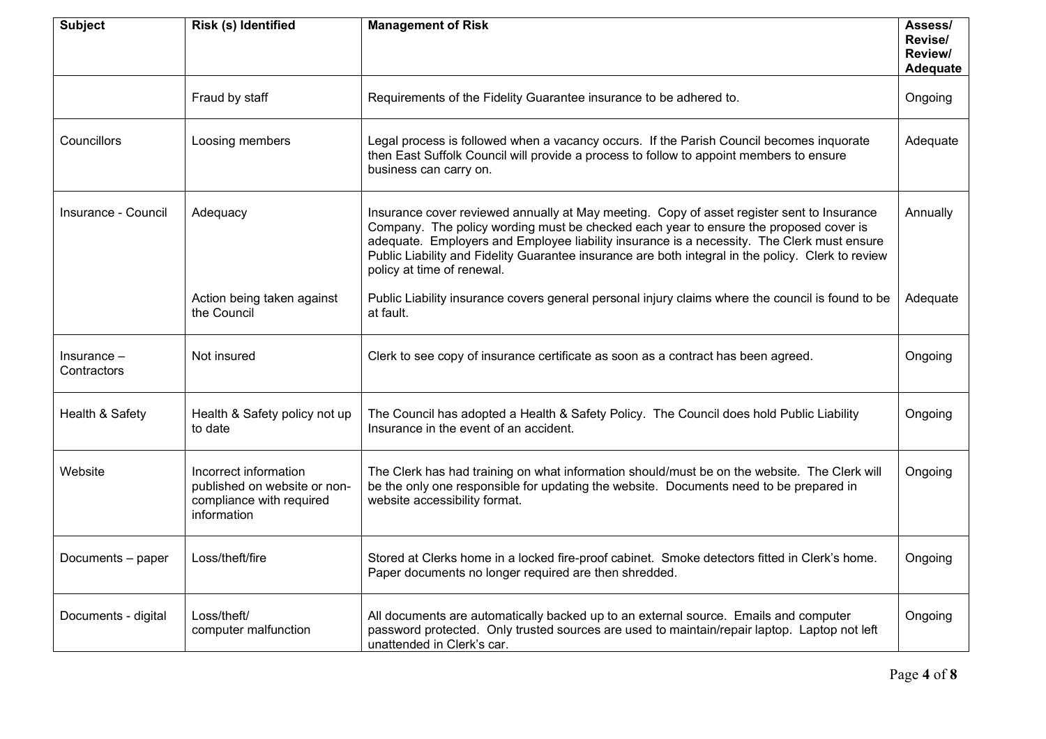| Subject | Risk (s) Identified | Management of Risk | Assess/ Revise/ Review/ Adequate |
|---|---|---|---|
| | Fraud by staff | Requirements of the Fidelity Guarantee insurance to be adhered to. | Ongoing |
| Councillors | Loosing members | Legal process is followed when a vacancy occurs. If the Parish Council becomes inquorate then East Suffolk Council will provide a process to follow to appoint members to ensure business can carry on. | Adequate |
| Insurance - Council | Adequacy | Insurance cover reviewed annually at May meeting. Copy of asset register sent to Insurance Company. The policy wording must be checked each year to ensure the proposed cover is adequate. Employers and Employee liability insurance is a necessity. The Clerk must ensure Public Liability and Fidelity Guarantee insurance are both integral in the policy. Clerk to review policy at time of renewal. | Annually |
| | Action being taken against the Council | Public Liability insurance covers general personal injury claims where the council is found to be at fault. | Adequate |
| Insurance – Contractors | Not insured | Clerk to see copy of insurance certificate as soon as a contract has been agreed. | Ongoing |
| Health & Safety | Health & Safety policy not up to date | The Council has adopted a Health & Safety Policy. The Council does hold Public Liability Insurance in the event of an accident. | Ongoing |
| Website | Incorrect information published on website or non-compliance with required information | The Clerk has had training on what information should/must be on the website. The Clerk will be the only one responsible for updating the website. Documents need to be prepared in website accessibility format. | Ongoing |
| Documents – paper | Loss/theft/fire | Stored at Clerks home in a locked fire-proof cabinet. Smoke detectors fitted in Clerk's home. Paper documents no longer required are then shredded. | Ongoing |
| Documents - digital | Loss/theft/ computer malfunction | All documents are automatically backed up to an external source. Emails and computer password protected. Only trusted sources are used to maintain/repair laptop. Laptop not left unattended in Clerk's car. | Ongoing |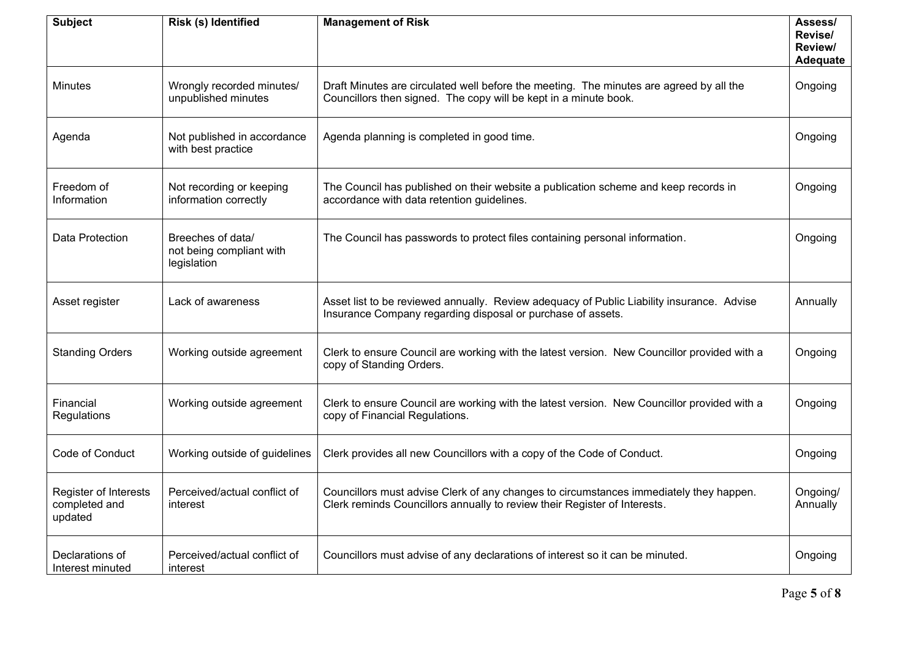| Subject | Risk (s) Identified | Management of Risk | Assess/ Revise/ Review/ Adequate |
|---|---|---|---|
| Minutes | Wrongly recorded minutes/ unpublished minutes | Draft Minutes are circulated well before the meeting. The minutes are agreed by all the Councillors then signed. The copy will be kept in a minute book. | Ongoing |
| Agenda | Not published in accordance with best practice | Agenda planning is completed in good time. | Ongoing |
| Freedom of Information | Not recording or keeping information correctly | The Council has published on their website a publication scheme and keep records in accordance with data retention guidelines. | Ongoing |
| Data Protection | Breeches of data/ not being compliant with legislation | The Council has passwords to protect files containing personal information. | Ongoing |
| Asset register | Lack of awareness | Asset list to be reviewed annually. Review adequacy of Public Liability insurance. Advise Insurance Company regarding disposal or purchase of assets. | Annually |
| Standing Orders | Working outside agreement | Clerk to ensure Council are working with the latest version. New Councillor provided with a copy of Standing Orders. | Ongoing |
| Financial Regulations | Working outside agreement | Clerk to ensure Council are working with the latest version. New Councillor provided with a copy of Financial Regulations. | Ongoing |
| Code of Conduct | Working outside of guidelines | Clerk provides all new Councillors with a copy of the Code of Conduct. | Ongoing |
| Register of Interests completed and updated | Perceived/actual conflict of interest | Councillors must advise Clerk of any changes to circumstances immediately they happen. Clerk reminds Councillors annually to review their Register of Interests. | Ongoing/ Annually |
| Declarations of Interest minuted | Perceived/actual conflict of interest | Councillors must advise of any declarations of interest so it can be minuted. | Ongoing |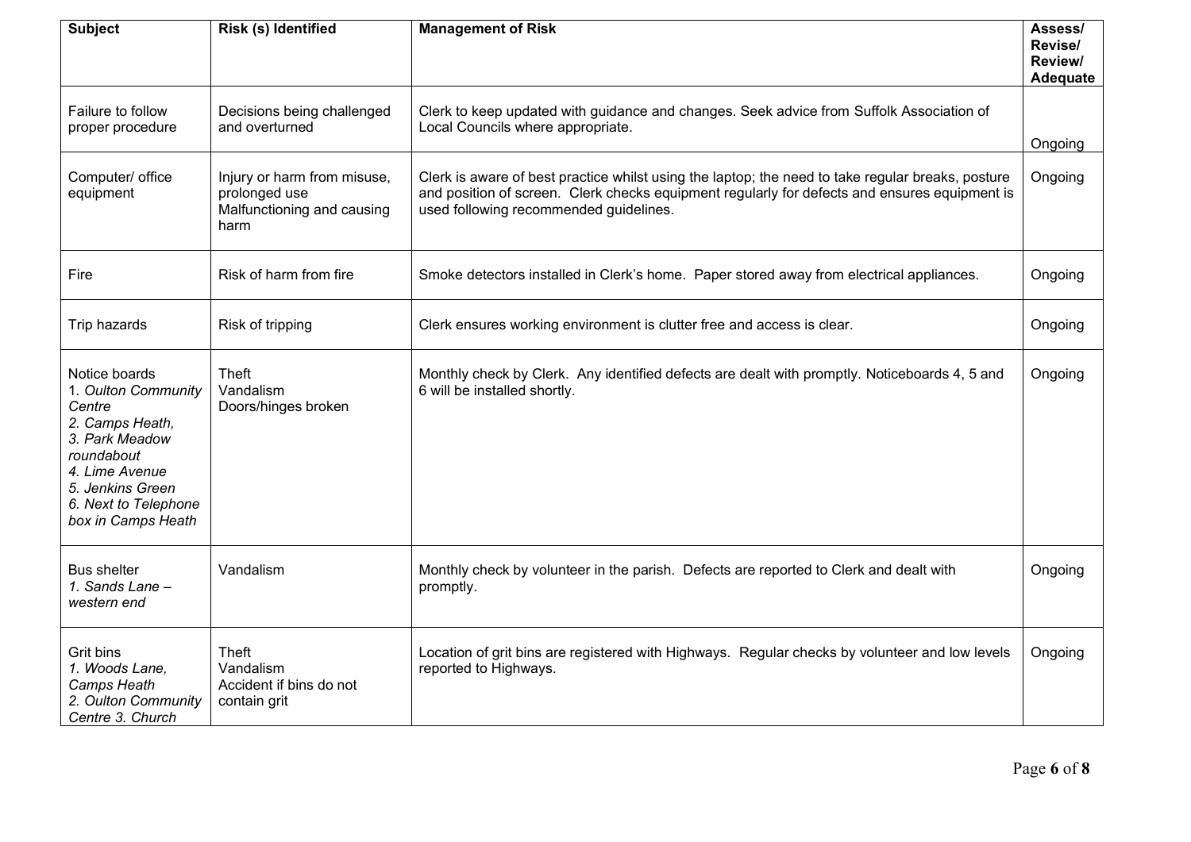| Subject | Risk (s) Identified | Management of Risk | Assess/ Revise/ Review/ Adequate |
|---|---|---|---|
| Failure to follow proper procedure | Decisions being challenged and overturned | Clerk to keep updated with guidance and changes. Seek advice from Suffolk Association of Local Councils where appropriate. | Ongoing |
| Computer/ office equipment | Injury or harm from misuse, prolonged use<br>Malfunctioning and causing harm | Clerk is aware of best practice whilst using the laptop; the need to take regular breaks, posture and position of screen. Clerk checks equipment regularly for defects and ensures equipment is used following recommended guidelines. | Ongoing |
| Fire | Risk of harm from fire | Smoke detectors installed in Clerk's home. Paper stored away from electrical appliances. | Ongoing |
| Trip hazards | Risk of tripping | Clerk ensures working environment is clutter free and access is clear. | Ongoing |
| Notice boards<br>*1. Oulton Community Centre*<br>*2. Camps Heath,*<br>*3. Park Meadow roundabout*<br>*4. Lime Avenue*<br>*5. Jenkins Green*<br>*6. Next to Telephone box in Camps Heath* | Theft<br>Vandalism<br>Doors/hinges broken | Monthly check by Clerk. Any identified defects are dealt with promptly. Noticeboards 4, 5 and 6 will be installed shortly. | Ongoing |
| Bus shelter<br>*1. Sands Lane – western end* | Vandalism | Monthly check by volunteer in the parish. Defects are reported to Clerk and dealt with promptly. | Ongoing |
| Grit bins<br>*1. Woods Lane, Camps Heath*<br>*2. Oulton Community Centre 3. Church* | Theft<br>Vandalism<br>Accident if bins do not contain grit | Location of grit bins are registered with Highways. Regular checks by volunteer and low levels reported to Highways. | Ongoing |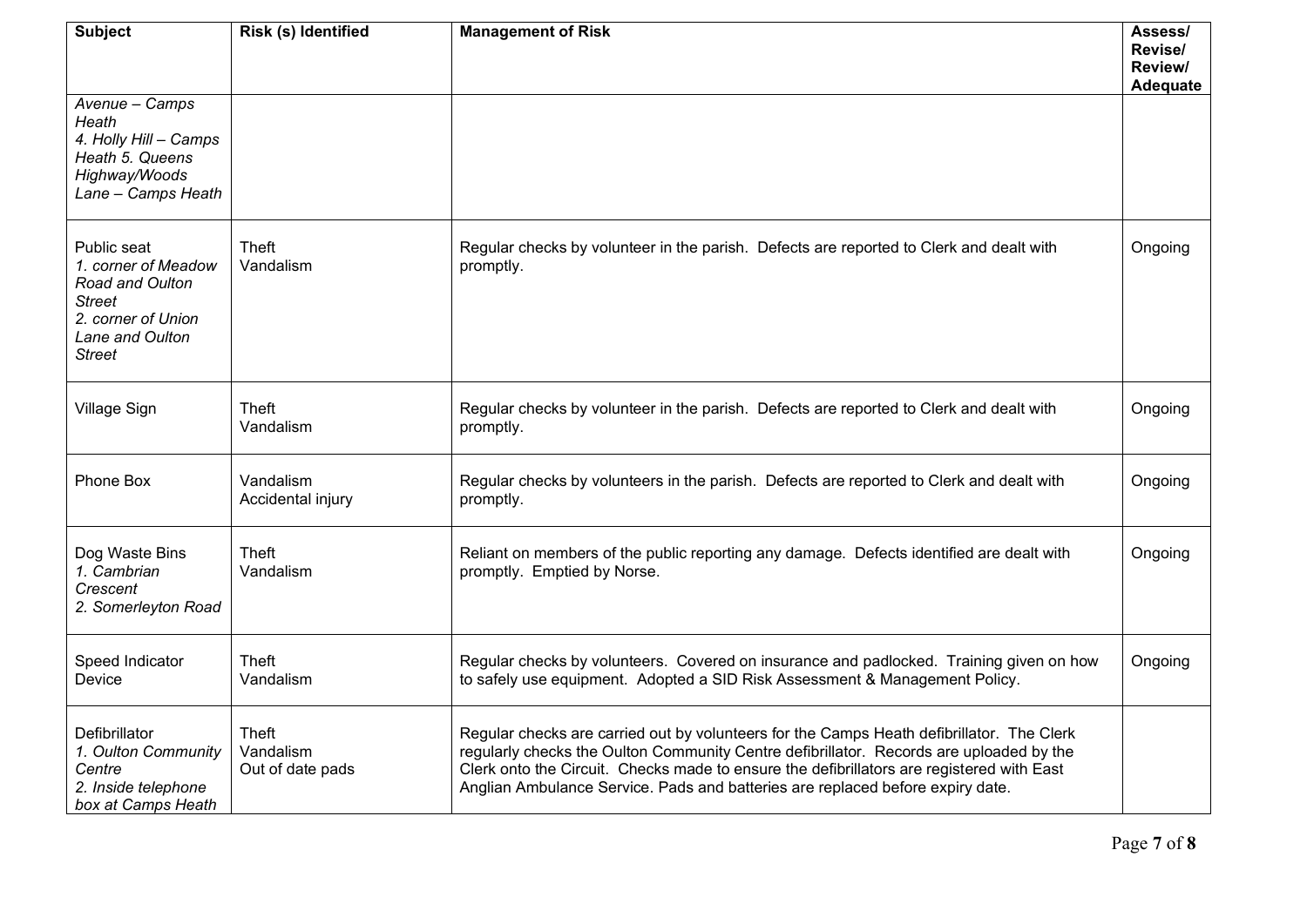| Subject | Risk (s) Identified | Management of Risk | Assess/ Revise/ Review/ Adequate |
|---|---|---|---|
| *Avenue – Camps Heath*<br>*4. Holly Hill – Camps Heath 5. Queens Highway/Woods Lane – Camps Heath* | | | |
| Public seat<br>*1. corner of Meadow Road and Oulton Street*<br>*2. corner of Union Lane and Oulton Street* | Theft<br>Vandalism | Regular checks by volunteer in the parish. Defects are reported to Clerk and dealt with promptly. | Ongoing |
| Village Sign | Theft<br>Vandalism | Regular checks by volunteer in the parish. Defects are reported to Clerk and dealt with promptly. | Ongoing |
| Phone Box | Vandalism<br>Accidental injury | Regular checks by volunteers in the parish. Defects are reported to Clerk and dealt with promptly. | Ongoing |
| Dog Waste Bins<br>*1. Cambrian Crescent*<br>*2. Somerleyton Road* | Theft<br>Vandalism | Reliant on members of the public reporting any damage. Defects identified are dealt with promptly. Emptied by Norse. | Ongoing |
| Speed Indicator Device | Theft<br>Vandalism | Regular checks by volunteers. Covered on insurance and padlocked. Training given on how to safely use equipment. Adopted a SID Risk Assessment & Management Policy. | Ongoing |
| Defibrillator<br>*1. Oulton Community Centre*<br>*2. Inside telephone box at Camps Heath* | Theft<br>Vandalism<br>Out of date pads | Regular checks are carried out by volunteers for the Camps Heath defibrillator. The Clerk regularly checks the Oulton Community Centre defibrillator. Records are uploaded by the Clerk onto the Circuit. Checks made to ensure the defibrillators are registered with East Anglian Ambulance Service. Pads and batteries are replaced before expiry date. | |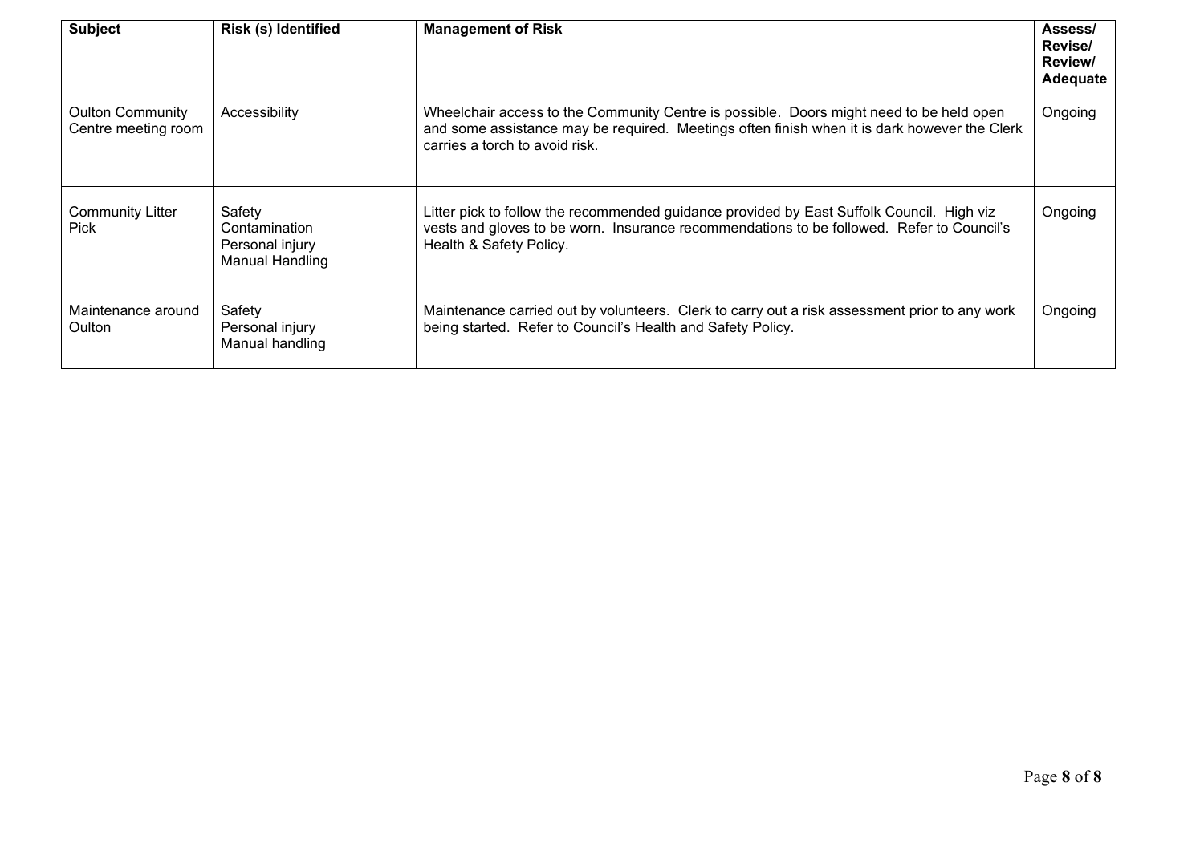| Subject | Risk (s) Identified | Management of Risk | Assess/ Revise/ Review/ Adequate |
|---|---|---|---|
| Oulton Community Centre meeting room | Accessibility | Wheelchair access to the Community Centre is possible. Doors might need to be held open and some assistance may be required. Meetings often finish when it is dark however the Clerk carries a torch to avoid risk. | Ongoing |
| Community Litter Pick | Safety<br>Contamination<br>Personal injury<br>Manual Handling | Litter pick to follow the recommended guidance provided by East Suffolk Council. High viz vests and gloves to be worn. Insurance recommendations to be followed. Refer to Council's Health & Safety Policy. | Ongoing |
| Maintenance around Oulton | Safety<br>Personal injury<br>Manual handling | Maintenance carried out by volunteers. Clerk to carry out a risk assessment prior to any work being started. Refer to Council's Health and Safety Policy. | Ongoing |